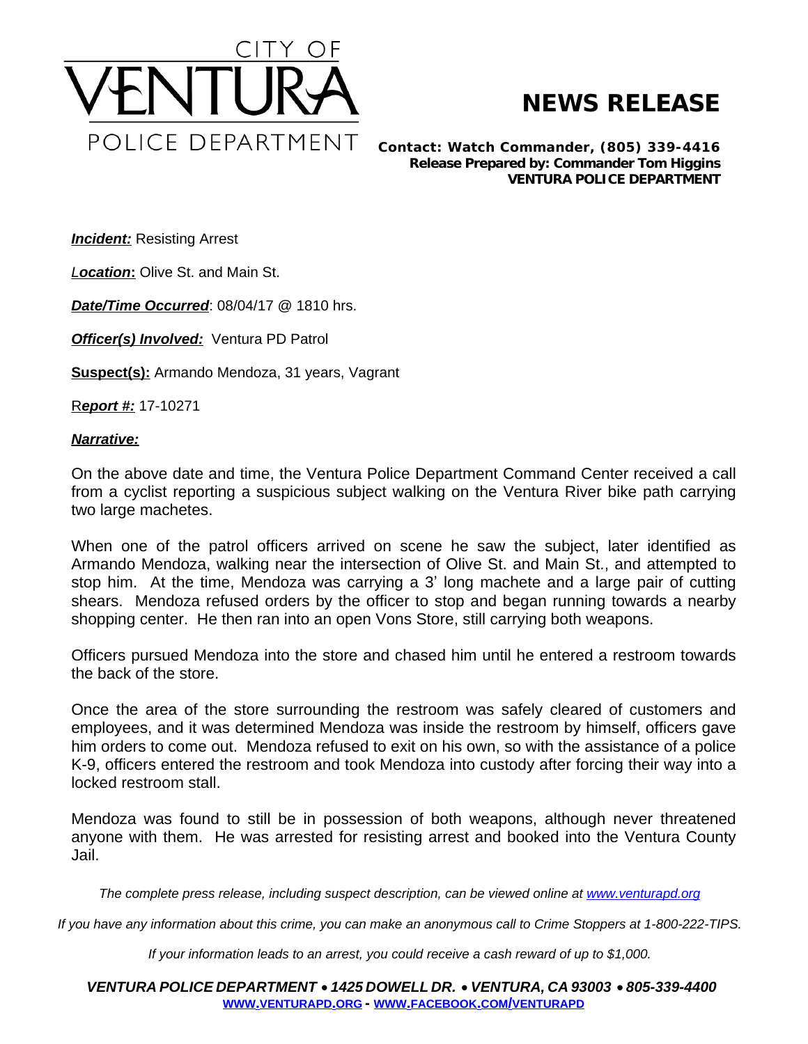CITY OF
VENTURA
POLICE DEPARTMENT

# NEWS RELEASE

**Contact: Watch Commander, (805) 339-4416**
**Release Prepared by: Commander Tom Higgins**
**VENTURA POLICE DEPARTMENT**

***Incident:*** Resisting Arrest

***Location*:** Olive St. and Main St.

***Date/Time Occurred***: 08/04/17 @ 1810 hrs.

***Officer(s) Involved:*** Ventura PD Patrol

**Suspect(s):** Armando Mendoza, 31 years, Vagrant

***Report #:*** 17-10271

***Narrative:***

On the above date and time, the Ventura Police Department Command Center received a call from a cyclist reporting a suspicious subject walking on the Ventura River bike path carrying two large machetes.

When one of the patrol officers arrived on scene he saw the subject, later identified as Armando Mendoza, walking near the intersection of Olive St. and Main St., and attempted to stop him. At the time, Mendoza was carrying a 3' long machete and a large pair of cutting shears. Mendoza refused orders by the officer to stop and began running towards a nearby shopping center. He then ran into an open Vons Store, still carrying both weapons.

Officers pursued Mendoza into the store and chased him until he entered a restroom towards the back of the store.

Once the area of the store surrounding the restroom was safely cleared of customers and employees, and it was determined Mendoza was inside the restroom by himself, officers gave him orders to come out. Mendoza refused to exit on his own, so with the assistance of a police K-9, officers entered the restroom and took Mendoza into custody after forcing their way into a locked restroom stall.

Mendoza was found to still be in possession of both weapons, although never threatened anyone with them. He was arrested for resisting arrest and booked into the Ventura County Jail.

*The complete press release, including suspect description, can be viewed online at www.venturapd.org*

*If you have any information about this crime, you can make an anonymous call to Crime Stoppers at 1-800-222-TIPS.*

*If your information leads to an arrest, you could receive a cash reward of up to $1,000.*

***VENTURA POLICE DEPARTMENT • 1425 DOWELL DR. • VENTURA, CA 93003 • 805-339-4400***
**WWW.VENTURAPD.ORG - WWW.FACEBOOK.COM/VENTURAPD**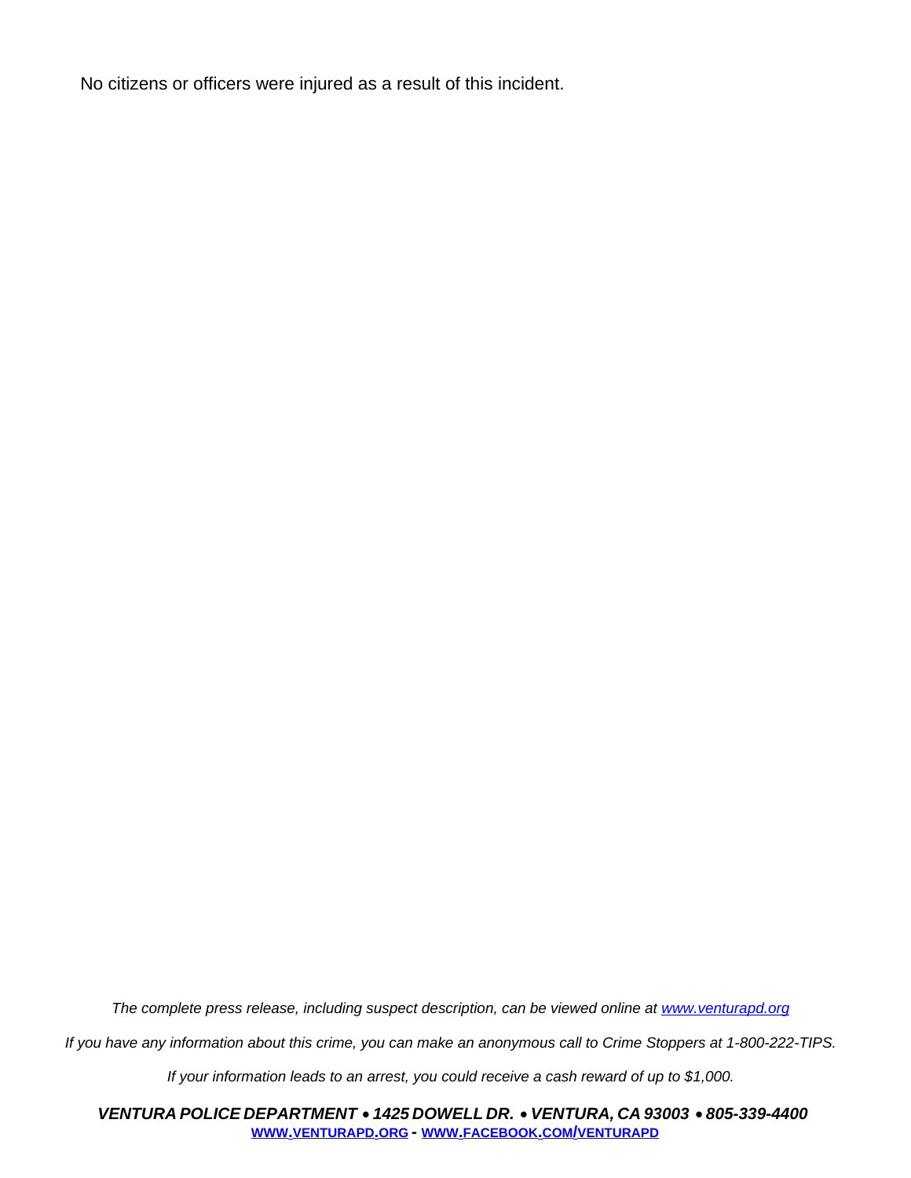No citizens or officers were injured as a result of this incident.

*The complete press release, including suspect description, can be viewed online at [www.venturapd.org](http://www.venturapd.org)*

*If you have any information about this crime, you can make an anonymous call to Crime Stoppers at 1-800-222-TIPS.*

*If your information leads to an arrest, you could receive a cash reward of up to $1,000.*

***VENTURA POLICE DEPARTMENT • 1425 DOWELL DR. • VENTURA, CA 93003 • 805-339-4400***

**[WWW.VENTURAPD.ORG](http://www.venturapd.org) - [WWW.FACEBOOK.COM/VENTURAPD](http://www.facebook.com/venturapd)**